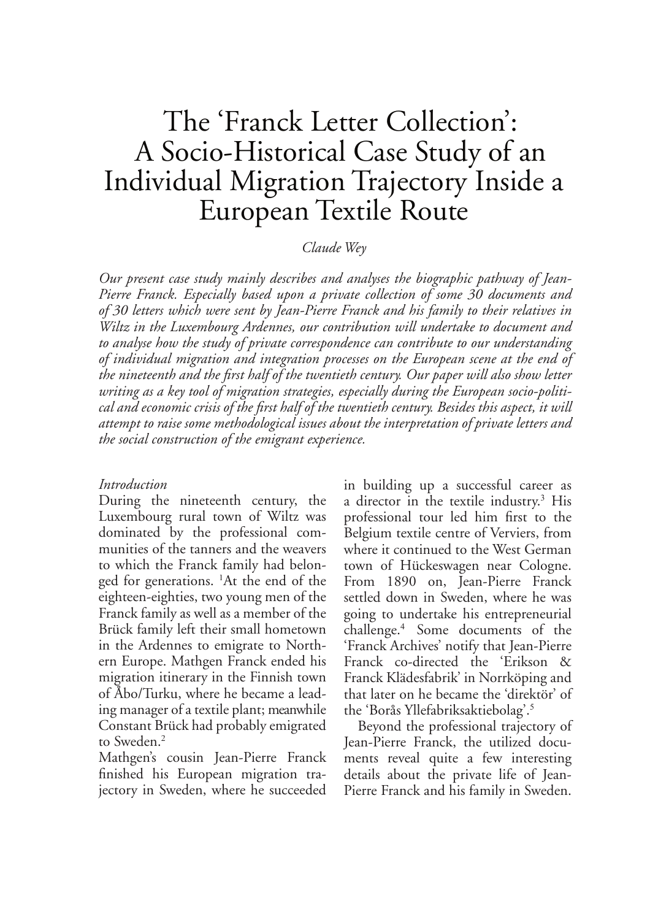# The 'Franck Letter Collection': A Socio-Historical Case Study of an Individual Migration Trajectory Inside a European Textile Route

*Claude Wey*

*Our present case study mainly describes and analyses the biographic pathway of Jean-Pierre Franck. Especially based upon a private collection of some 30 documents and of 30 letters which were sent by Jean-Pierre Franck and his family to their relatives in Wiltz in the Luxembourg Ardennes, our contribution will undertake to document and to analyse how the study of private correspondence can contribute to our understanding of individual migration and integration processes on the European scene at the end of the nineteenth and the first half of the twentieth century. Our paper will also show letter writing as a key tool of migration strategies, especially during the European socio-political and economic crisis of the first half of the twentieth century. Besides this aspect, it will attempt to raise some methodological issues about the interpretation of private letters and the social construction of the emigrant experience.*

*Introduction*

During the nineteenth century, the Luxembourg rural town of Wiltz was dominated by the professional communities of the tanners and the weavers to which the Franck family had belonged for generations. [1]At the end of the eighteen-eighties, two young men of the Franck family as well as a member of the Brück family left their small hometown in the Ardennes to emigrate to Northern Europe. Mathgen Franck ended his migration itinerary in the Finnish town of Åbo/Turku, where he became a leading manager of a textile plant; meanwhile Constant Brück had probably emigrated to Sweden.[2]

Mathgen's cousin Jean-Pierre Franck finished his European migration trajectory in Sweden, where he succeeded in building up a successful career as a director in the textile industry.[3] His professional tour led him first to the Belgium textile centre of Verviers, from where it continued to the West German town of Hückeswagen near Cologne. From 1890 on, Jean-Pierre Franck settled down in Sweden, where he was going to undertake his entrepreneurial challenge.[4] Some documents of the 'Franck Archives' notify that Jean-Pierre Franck co-directed the 'Erikson & Franck Klädesfabrik' in Norrköping and that later on he became the 'direktör' of the 'Borås Yllefabriksaktiebolag'.[5]

Beyond the professional trajectory of Jean-Pierre Franck, the utilized documents reveal quite a few interesting details about the private life of Jean-Pierre Franck and his family in Sweden.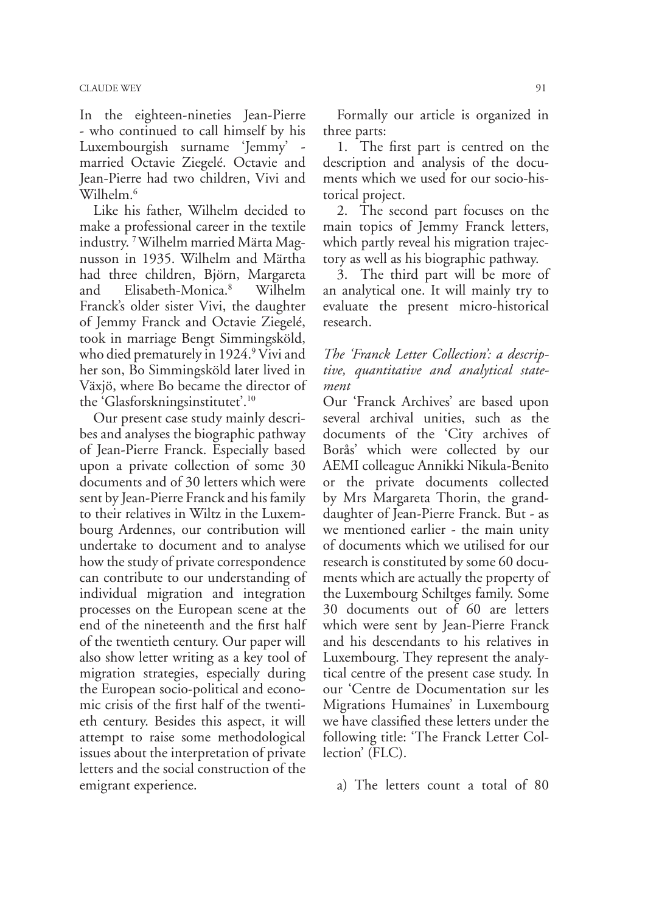In the eighteen-nineties Jean-Pierre - who continued to call himself by his Luxembourgish surname 'Jemmy' - married Octavie Ziegelé. Octavie and Jean-Pierre had two children, Vivi and Wilhelm.[6]

Like his father, Wilhelm decided to make a professional career in the textile industry. [7] Wilhelm married Märta Magnusson in 1935. Wilhelm and Märtha had three children, Björn, Margareta and Elisabeth-Monica.[8] Wilhelm Franck's older sister Vivi, the daughter of Jemmy Franck and Octavie Ziegelé, took in marriage Bengt Simmingsköld, who died prematurely in 1924.[9] Vivi and her son, Bo Simmingsköld later lived in Växjö, where Bo became the director of the 'Glasforskningsinstitutet'.[10]

Our present case study mainly describes and analyses the biographic pathway of Jean-Pierre Franck. Especially based upon a private collection of some 30 documents and of 30 letters which were sent by Jean-Pierre Franck and his family to their relatives in Wiltz in the Luxembourg Ardennes, our contribution will undertake to document and to analyse how the study of private correspondence can contribute to our understanding of individual migration and integration processes on the European scene at the end of the nineteenth and the first half of the twentieth century. Our paper will also show letter writing as a key tool of migration strategies, especially during the European socio-political and economic crisis of the first half of the twentieth century. Besides this aspect, it will attempt to raise some methodological issues about the interpretation of private letters and the social construction of the emigrant experience.

Formally our article is organized in three parts:

1. The first part is centred on the description and analysis of the documents which we used for our socio-historical project.
2. The second part focuses on the main topics of Jemmy Franck letters, which partly reveal his migration trajectory as well as his biographic pathway.
3. The third part will be more of an analytical one. It will mainly try to evaluate the present micro-historical research.

*The 'Franck Letter Collection': a descriptive, quantitative and analytical statement*

Our 'Franck Archives' are based upon several archival unities, such as the documents of the 'City archives of Borås' which were collected by our AEMI colleague Annikki Nikula-Benito or the private documents collected by Mrs Margareta Thorin, the granddaughter of Jean-Pierre Franck. But - as we mentioned earlier - the main unity of documents which we utilised for our research is constituted by some 60 documents which are actually the property of the Luxembourg Schiltges family. Some 30 documents out of 60 are letters which were sent by Jean-Pierre Franck and his descendants to his relatives in Luxembourg. They represent the analytical centre of the present case study. In our 'Centre de Documentation sur les Migrations Humaines' in Luxembourg we have classified these letters under the following title: 'The Franck Letter Collection' (FLC).

a) The letters count a total of 80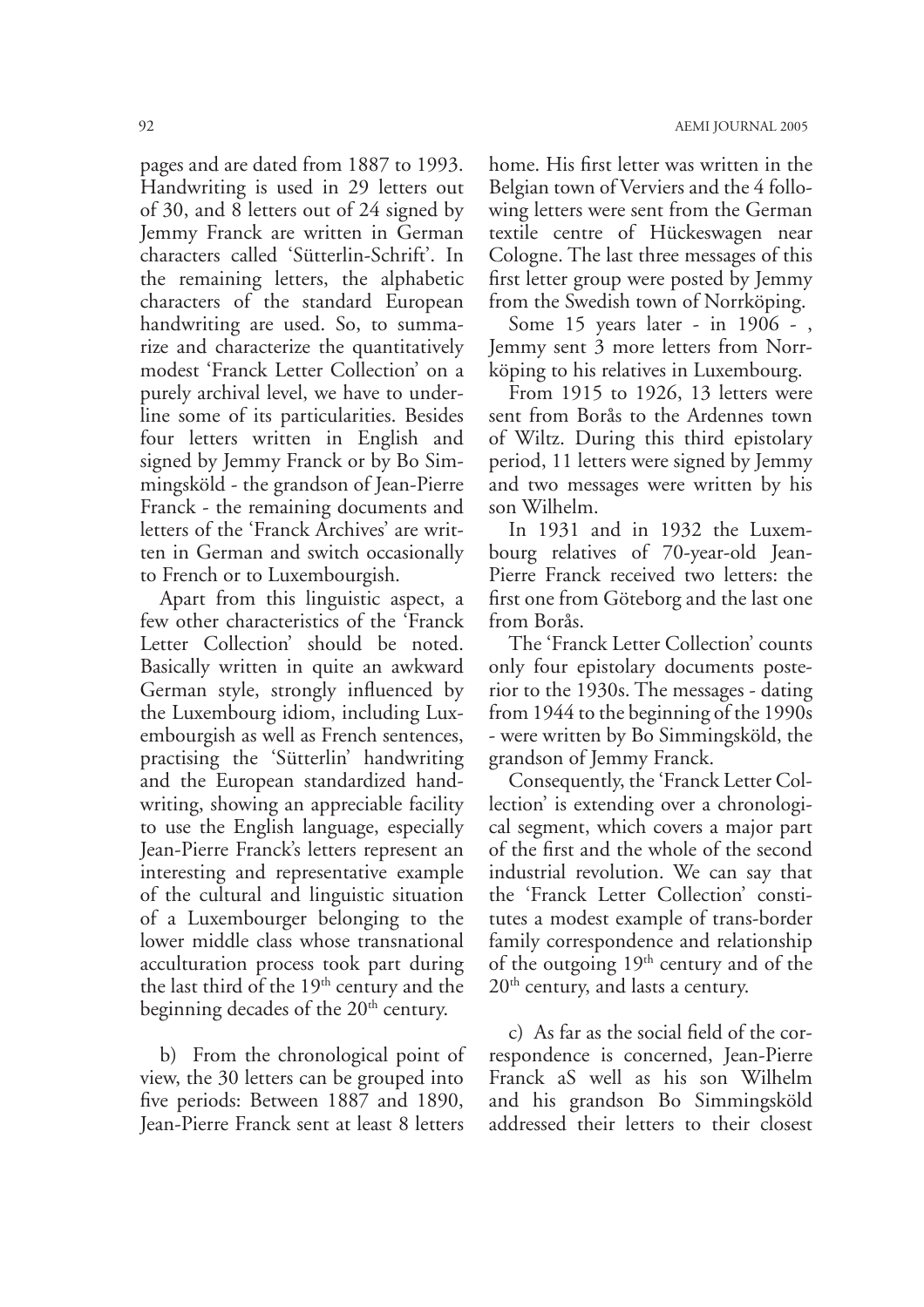pages and are dated from 1887 to 1993. Handwriting is used in 29 letters out of 30, and 8 letters out of 24 signed by Jemmy Franck are written in German characters called 'Sütterlin-Schrift'. In the remaining letters, the alphabetic characters of the standard European handwriting are used. So, to summarize and characterize the quantitatively modest 'Franck Letter Collection' on a purely archival level, we have to underline some of its particularities. Besides four letters written in English and signed by Jemmy Franck or by Bo Simmingsköld - the grandson of Jean-Pierre Franck - the remaining documents and letters of the 'Franck Archives' are written in German and switch occasionally to French or to Luxembourgish.

Apart from this linguistic aspect, a few other characteristics of the 'Franck Letter Collection' should be noted. Basically written in quite an awkward German style, strongly influenced by the Luxembourg idiom, including Luxembourgish as well as French sentences, practising the 'Sütterlin' handwriting and the European standardized handwriting, showing an appreciable facility to use the English language, especially Jean-Pierre Franck's letters represent an interesting and representative example of the cultural and linguistic situation of a Luxembourger belonging to the lower middle class whose transnational acculturation process took part during the last third of the 19th century and the beginning decades of the 20th century.

b) From the chronological point of view, the 30 letters can be grouped into five periods: Between 1887 and 1890, Jean-Pierre Franck sent at least 8 letters home. His first letter was written in the Belgian town of Verviers and the 4 following letters were sent from the German textile centre of Hückeswagen near Cologne. The last three messages of this first letter group were posted by Jemmy from the Swedish town of Norrköping.

Some 15 years later - in 1906 - , Jemmy sent 3 more letters from Norrköping to his relatives in Luxembourg.

From 1915 to 1926, 13 letters were sent from Borås to the Ardennes town of Wiltz. During this third epistolary period, 11 letters were signed by Jemmy and two messages were written by his son Wilhelm.

In 1931 and in 1932 the Luxembourg relatives of 70-year-old Jean-Pierre Franck received two letters: the first one from Göteborg and the last one from Borås.

The 'Franck Letter Collection' counts only four epistolary documents posterior to the 1930s. The messages - dating from 1944 to the beginning of the 1990s - were written by Bo Simmingsköld, the grandson of Jemmy Franck.

Consequently, the 'Franck Letter Collection' is extending over a chronological segment, which covers a major part of the first and the whole of the second industrial revolution. We can say that the 'Franck Letter Collection' constitutes a modest example of trans-border family correspondence and relationship of the outgoing 19th century and of the 20th century, and lasts a century.

c) As far as the social field of the correspondence is concerned, Jean-Pierre Franck aS well as his son Wilhelm and his grandson Bo Simmingsköld addressed their letters to their closest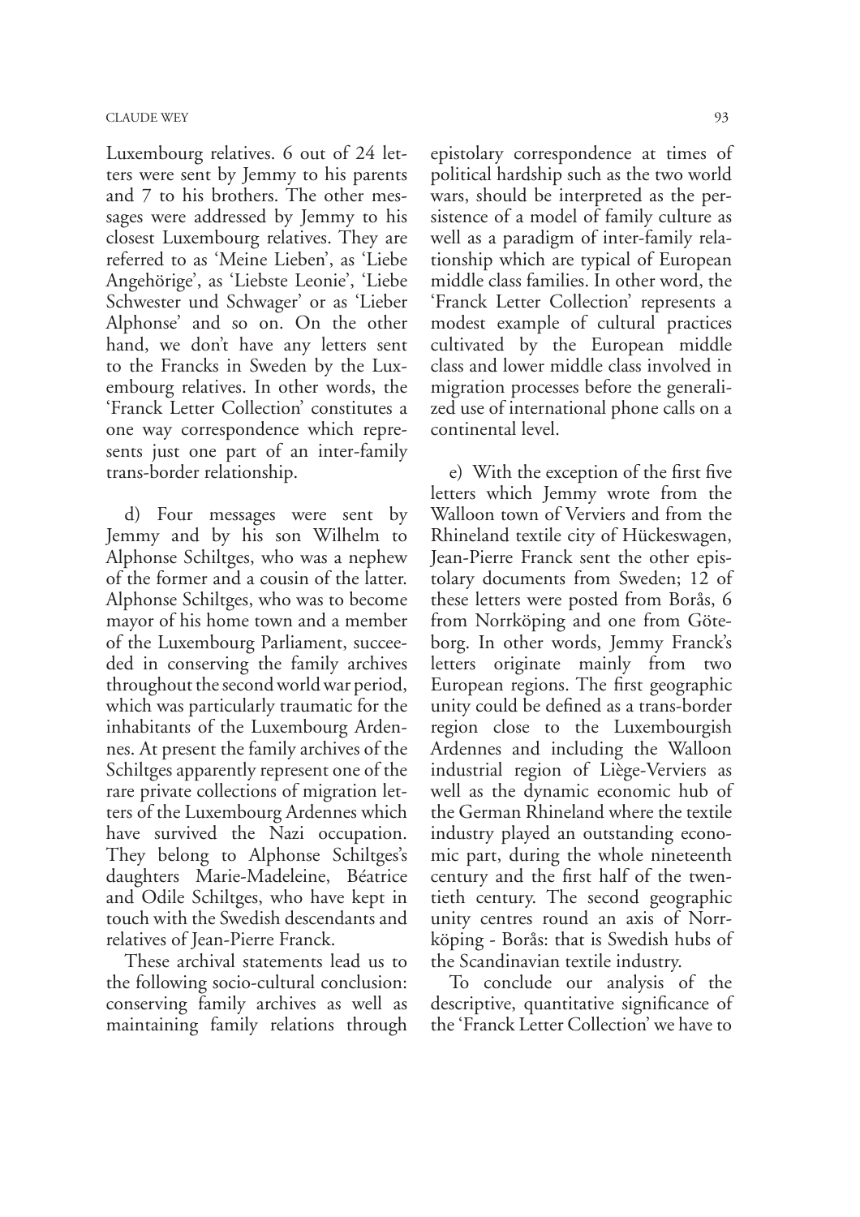Luxembourg relatives. 6 out of 24 letters were sent by Jemmy to his parents and 7 to his brothers. The other messages were addressed by Jemmy to his closest Luxembourg relatives. They are referred to as 'Meine Lieben', as 'Liebe Angehörige', as 'Liebste Leonie', 'Liebe Schwester und Schwager' or as 'Lieber Alphonse' and so on. On the other hand, we don't have any letters sent to the Francks in Sweden by the Luxembourg relatives. In other words, the 'Franck Letter Collection' constitutes a one way correspondence which represents just one part of an inter-family trans-border relationship.

d) Four messages were sent by Jemmy and by his son Wilhelm to Alphonse Schiltges, who was a nephew of the former and a cousin of the latter. Alphonse Schiltges, who was to become mayor of his home town and a member of the Luxembourg Parliament, succeeded in conserving the family archives throughout the second world war period, which was particularly traumatic for the inhabitants of the Luxembourg Ardennes. At present the family archives of the Schiltges apparently represent one of the rare private collections of migration letters of the Luxembourg Ardennes which have survived the Nazi occupation. They belong to Alphonse Schiltges's daughters Marie-Madeleine, Béatrice and Odile Schiltges, who have kept in touch with the Swedish descendants and relatives of Jean-Pierre Franck.

These archival statements lead us to the following socio-cultural conclusion: conserving family archives as well as maintaining family relations through epistolary correspondence at times of political hardship such as the two world wars, should be interpreted as the persistence of a model of family culture as well as a paradigm of inter-family relationship which are typical of European middle class families. In other word, the 'Franck Letter Collection' represents a modest example of cultural practices cultivated by the European middle class and lower middle class involved in migration processes before the generalized use of international phone calls on a continental level.

e) With the exception of the first five letters which Jemmy wrote from the Walloon town of Verviers and from the Rhineland textile city of Hückeswagen, Jean-Pierre Franck sent the other epistolary documents from Sweden; 12 of these letters were posted from Borås, 6 from Norrköping and one from Göteborg. In other words, Jemmy Franck's letters originate mainly from two European regions. The first geographic unity could be defined as a trans-border region close to the Luxembourgish Ardennes and including the Walloon industrial region of Liège-Verviers as well as the dynamic economic hub of the German Rhineland where the textile industry played an outstanding economic part, during the whole nineteenth century and the first half of the twentieth century. The second geographic unity centres round an axis of Norrköping - Borås: that is Swedish hubs of the Scandinavian textile industry.

To conclude our analysis of the descriptive, quantitative significance of the 'Franck Letter Collection' we have to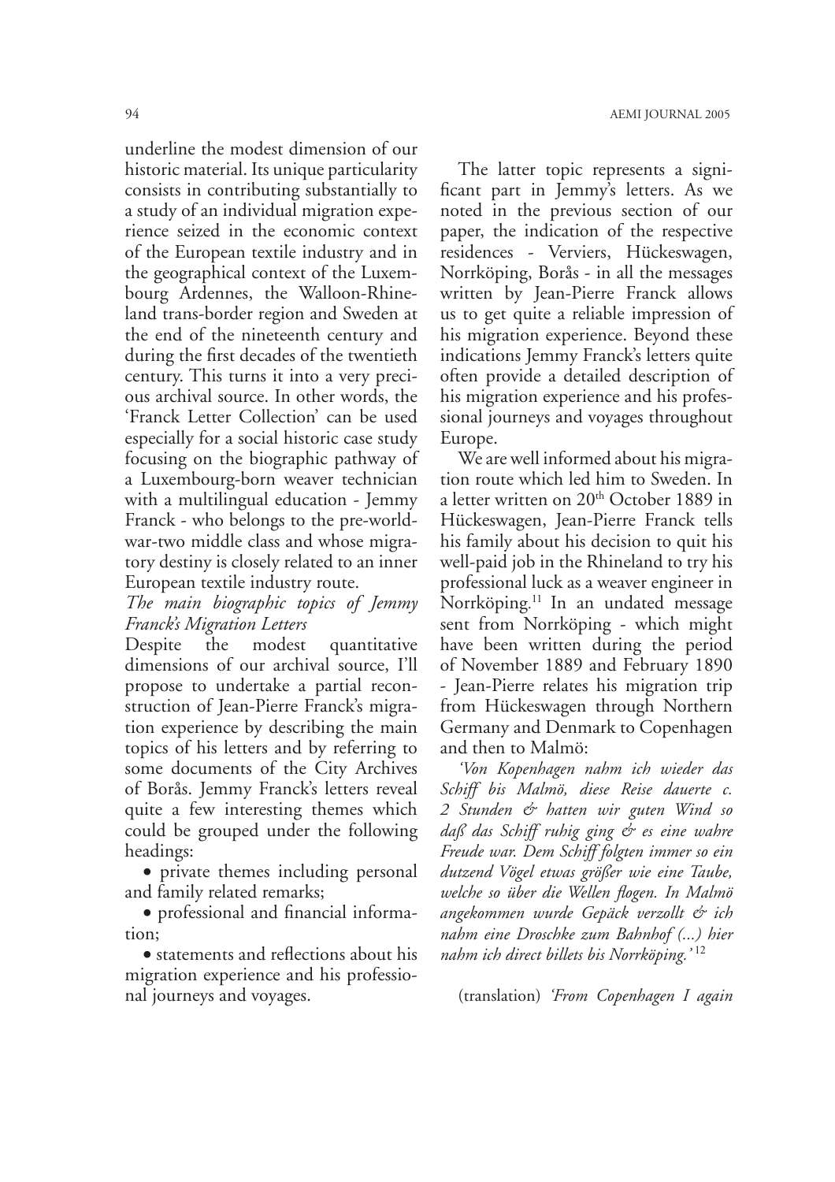underline the modest dimension of our historic material. Its unique particularity consists in contributing substantially to a study of an individual migration experience seized in the economic context of the European textile industry and in the geographical context of the Luxembourg Ardennes, the Walloon-Rhineland trans-border region and Sweden at the end of the nineteenth century and during the first decades of the twentieth century. This turns it into a very precious archival source. In other words, the 'Franck Letter Collection' can be used especially for a social historic case study focusing on the biographic pathway of a Luxembourg-born weaver technician with a multilingual education - Jemmy Franck - who belongs to the pre-world-war-two middle class and whose migratory destiny is closely related to an inner European textile industry route.

### *The main biographic topics of Jemmy Franck's Migration Letters*

Despite the modest quantitative dimensions of our archival source, I'll propose to undertake a partial reconstruction of Jean-Pierre Franck's migration experience by describing the main topics of his letters and by referring to some documents of the City Archives of Borås. Jemmy Franck's letters reveal quite a few interesting themes which could be grouped under the following headings:

- private themes including personal and family related remarks;
- professional and financial information;
- statements and reflections about his migration experience and his professional journeys and voyages.

The latter topic represents a significant part in Jemmy's letters. As we noted in the previous section of our paper, the indication of the respective residences - Verviers, Hückeswagen, Norrköping, Borås - in all the messages written by Jean-Pierre Franck allows us to get quite a reliable impression of his migration experience. Beyond these indications Jemmy Franck's letters quite often provide a detailed description of his migration experience and his professional journeys and voyages throughout Europe.

We are well informed about his migration route which led him to Sweden. In a letter written on 20th October 1889 in Hückeswagen, Jean-Pierre Franck tells his family about his decision to quit his well-paid job in the Rhineland to try his professional luck as a weaver engineer in Norrköping.[11] In an undated message sent from Norrköping - which might have been written during the period of November 1889 and February 1890 - Jean-Pierre relates his migration trip from Hückeswagen through Northern Germany and Denmark to Copenhagen and then to Malmö:

*'Von Kopenhagen nahm ich wieder das Schiff bis Malmö, diese Reise dauerte c. 2 Stunden & hatten wir guten Wind so daß das Schiff ruhig ging & es eine wahre Freude war. Dem Schiff folgten immer so ein dutzend Vögel etwas größer wie eine Taube, welche so über die Wellen flogen. In Malmö angekommen wurde Gepäck verzollt & ich nahm eine Droschke zum Bahnhof (...) hier nahm ich direct billets bis Norrköping.'*[12]

(translation) *'From Copenhagen I again*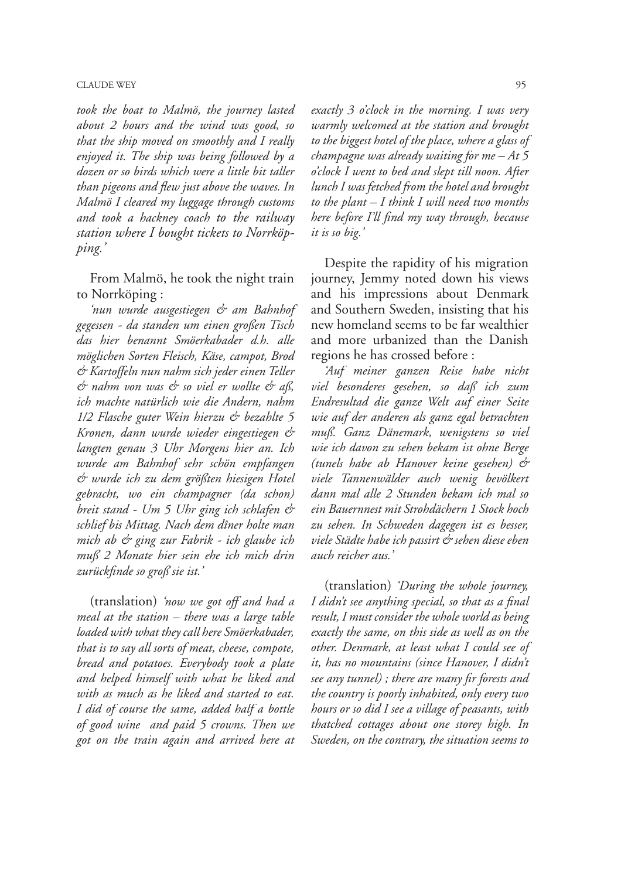*took the boat to Malmö, the journey lasted about 2 hours and the wind was good, so that the ship moved on smoothly and I really enjoyed it. The ship was being followed by a dozen or so birds which were a little bit taller than pigeons and flew just above the waves. In Malmö I cleared my luggage through customs and took a hackney coach to the railway station where I bought tickets to Norrköpping.'*

From Malmö, he took the night train to Norrköping :

*'nun wurde ausgestiegen & am Bahnhof gegessen - da standen um einen großen Tisch das hier benannt Smöerkabader d.h. alle möglichen Sorten Fleisch, Käse, campot, Brod & Kartoffeln nun nahm sich jeder einen Teller & nahm von was & so viel er wollte & aß, ich machte natürlich wie die Andern, nahm 1/2 Flasche guter Wein hierzu & bezahlte 5 Kronen, dann wurde wieder eingestiegen & langten genau 3 Uhr Morgens hier an. Ich wurde am Bahnhof sehr schön empfangen & wurde ich zu dem größten hiesigen Hotel gebracht, wo ein champagner (da schon) breit stand - Um 5 Uhr ging ich schlafen & schlief bis Mittag. Nach dem dîner holte man mich ab & ging zur Fabrik - ich glaube ich muß 2 Monate hier sein ehe ich mich drin zurückfinde so groß sie ist.'*

(translation) *'now we got off and had a meal at the station – there was a large table loaded with what they call here Smöerkabader, that is to say all sorts of meat, cheese, compote, bread and potatoes. Everybody took a plate and helped himself with what he liked and with as much as he liked and started to eat. I did of course the same, added half a bottle of good wine and paid 5 crowns. Then we got on the train again and arrived here at exactly 3 o'clock in the morning. I was very warmly welcomed at the station and brought to the biggest hotel of the place, where a glass of champagne was already waiting for me – At 5 o'clock I went to bed and slept till noon. After lunch I was fetched from the hotel and brought to the plant – I think I will need two months here before I'll find my way through, because it is so big.'*

Despite the rapidity of his migration journey, Jemmy noted down his views and his impressions about Denmark and Southern Sweden, insisting that his new homeland seems to be far wealthier and more urbanized than the Danish regions he has crossed before :

*'Auf meiner ganzen Reise habe nicht viel besonderes gesehen, so daß ich zum Endresultad die ganze Welt auf einer Seite wie auf der anderen als ganz egal betrachten muß. Ganz Dänemark, wenigstens so viel wie ich davon zu sehen bekam ist ohne Berge (tunels habe ab Hanover keine gesehen) & viele Tannenwälder auch wenig bevölkert dann mal alle 2 Stunden bekam ich mal so ein Bauernnest mit Strohdächern 1 Stock hoch zu sehen. In Schweden dagegen ist es besser, viele Städte habe ich passirt & sehen diese eben auch reicher aus.'*

(translation) *'During the whole journey, I didn't see anything special, so that as a final result, I must consider the whole world as being exactly the same, on this side as well as on the other. Denmark, at least what I could see of it, has no mountains (since Hanover, I didn't see any tunnel) ; there are many fir forests and the country is poorly inhabited, only every two hours or so did I see a village of peasants, with thatched cottages about one storey high. In Sweden, on the contrary, the situation seems to*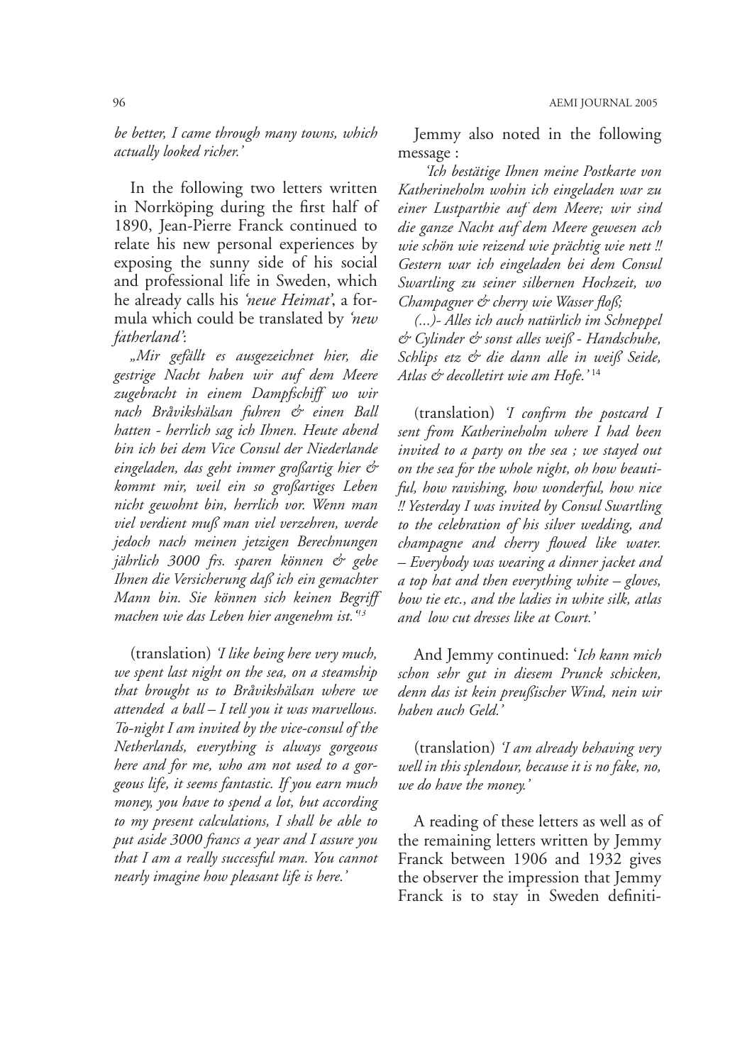*be better, I came through many towns, which actually looked richer.'*

In the following two letters written in Norrköping during the first half of 1890, Jean-Pierre Franck continued to relate his new personal experiences by exposing the sunny side of his social and professional life in Sweden, which he already calls his *'neue Heimat'*, a formula which could be translated by *'new fatherland'*:

*„Mir gefällt es ausgezeichnet hier, die gestrige Nacht haben wir auf dem Meere zugebracht in einem Dampfschiff wo wir nach Bråvikshälsan fuhren & einen Ball hatten - herrlich sag ich Ihnen. Heute abend bin ich bei dem Vice Consul der Niederlande eingeladen, das geht immer großartig hier & kommt mir, weil ein so großartiges Leben nicht gewohnt bin, herrlich vor. Wenn man viel verdient muß man viel verzehren, werde jedoch nach meinen jetzigen Berechnungen jährlich 3000 frs. sparen können & gebe Ihnen die Versicherung daß ich ein gemachter Mann bin. Sie können sich keinen Begriff machen wie das Leben hier angenehm ist."*[13]

(translation) *'I like being here very much, we spent last night on the sea, on a steamship that brought us to Bråvikshälsan where we attended a ball – I tell you it was marvellous. To-night I am invited by the vice-consul of the Netherlands, everything is always gorgeous here and for me, who am not used to a gorgeous life, it seems fantastic. If you earn much money, you have to spend a lot, but according to my present calculations, I shall be able to put aside 3000 francs a year and I assure you that I am a really successful man. You cannot nearly imagine how pleasant life is here.'*

Jemmy also noted in the following message :

*'Ich bestätige Ihnen meine Postkarte von Katherineholm wohin ich eingeladen war zu einer Lustparthie auf dem Meere; wir sind die ganze Nacht auf dem Meere gewesen ach wie schön wie reizend wie prächtig wie nett !! Gestern war ich eingeladen bei dem Consul Swartling zu seiner silbernen Hochzeit, wo Champagner & cherry wie Wasser floß;*

*(...)- Alles ich auch natürlich im Schneppel & Cylinder & sonst alles weiß - Handschuhe, Schlips etz & die dann alle in weiß Seide, Atlas & decolletirt wie am Hofe.'*[14]

(translation) *'I confirm the postcard I sent from Katherineholm where I had been invited to a party on the sea ; we stayed out on the sea for the whole night, oh how beautiful, how ravishing, how wonderful, how nice !! Yesterday I was invited by Consul Swartling to the celebration of his silver wedding, and champagne and cherry flowed like water. – Everybody was wearing a dinner jacket and a top hat and then everything white – gloves, bow tie etc., and the ladies in white silk, atlas and low cut dresses like at Court.'*

And Jemmy continued: '*Ich kann mich schon sehr gut in diesem Prunck schicken, denn das ist kein preußischer Wind, nein wir haben auch Geld.'*

(translation) *'I am already behaving very well in this splendour, because it is no fake, no, we do have the money.'*

A reading of these letters as well as of the remaining letters written by Jemmy Franck between 1906 and 1932 gives the observer the impression that Jemmy Franck is to stay in Sweden definiti-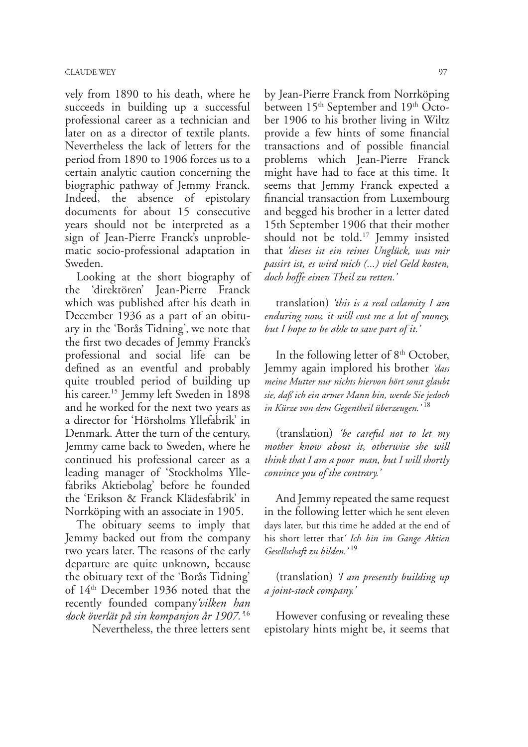vely from 1890 to his death, where he succeeds in building up a successful professional career as a technician and later on as a director of textile plants. Nevertheless the lack of letters for the period from 1890 to 1906 forces us to a certain analytic caution concerning the biographic pathway of Jemmy Franck. Indeed, the absence of epistolary documents for about 15 consecutive years should not be interpreted as a sign of Jean-Pierre Franck's unproblematic socio-professional adaptation in Sweden.

Looking at the short biography of the 'direktören' Jean-Pierre Franck which was published after his death in December 1936 as a part of an obituary in the 'Borås Tidning', we note that the first two decades of Jemmy Franck's professional and social life can be defined as an eventful and probably quite troubled period of building up his career.[15] Jemmy left Sweden in 1898 and he worked for the next two years as a director for 'Hörsholms Yllefabrik' in Denmark. Atter the turn of the century, Jemmy came back to Sweden, where he continued his professional career as a leading manager of 'Stockholms Yllefabriks Aktiebolag' before he founded the 'Erikson & Franck Klädesfabrik' in Norrköping with an associate in 1905.

The obituary seems to imply that Jemmy backed out from the company two years later. The reasons of the early departure are quite unknown, because the obituary text of the 'Borås Tidning' of 14th December 1936 noted that the recently founded company '*vilken han dock överlät på sin kompanjon år 1907.*'[16]

Nevertheless, the three letters sent by Jean-Pierre Franck from Norrköping between 15th September and 19th October 1906 to his brother living in Wiltz provide a few hints of some financial transactions and of possible financial problems which Jean-Pierre Franck might have had to face at this time. It seems that Jemmy Franck expected a financial transaction from Luxembourg and begged his brother in a letter dated 15th September 1906 that their mother should not be told.[17] Jemmy insisted that *'dieses ist ein reines Unglück, was mir passirt ist, es wird mich (...) viel Geld kosten, doch hoffe einen Theil zu retten.'*

translation) *'this is a real calamity I am enduring now, it will cost me a lot of money, but I hope to be able to save part of it.'*

In the following letter of 8th October, Jemmy again implored his brother *'dass meine Mutter nur nichts hiervon hört sonst glaubt sie, daß ich ein armer Mann bin, werde Sie jedoch in Kürze von dem Gegentheil überzeugen.'*[18]

(translation) *'be careful not to let my mother know about it, otherwise she will think that I am a poor man, but I will shortly convince you of the contrary.'*

And Jemmy repeated the same request in the following letter which he sent eleven days later, but this time he added at the end of his short letter that*' Ich bin im Gange Aktien Gesellschaft zu bilden.'*[19]

(translation) *'I am presently building up a joint-stock company.'*

However confusing or revealing these epistolary hints might be, it seems that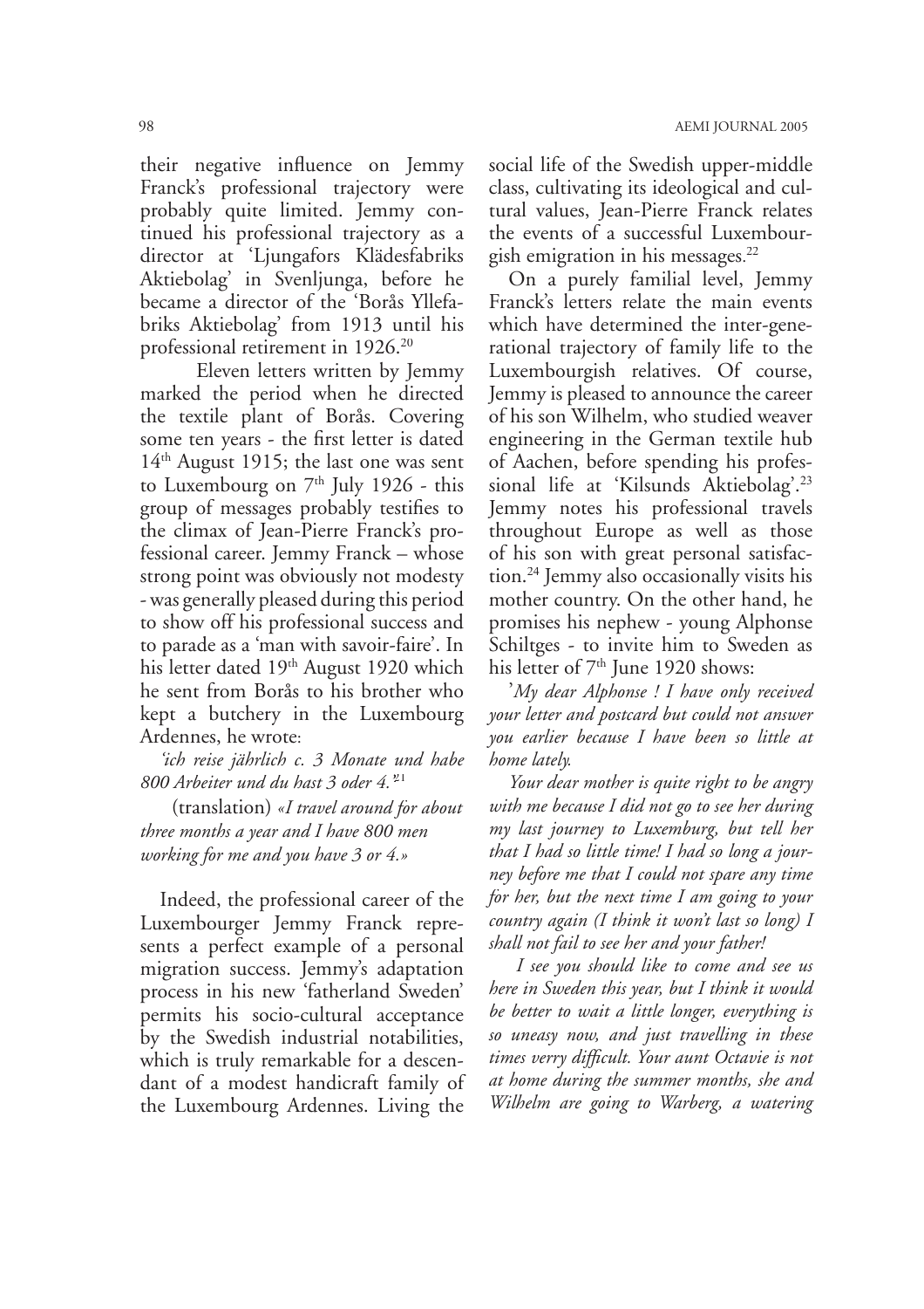their negative influence on Jemmy Franck's professional trajectory were probably quite limited. Jemmy continued his professional trajectory as a director at 'Ljungafors Klädesfabriks Aktiebolag' in Svenljunga, before he became a director of the 'Borås Yllefabriks Aktiebolag' from 1913 until his professional retirement in 1926.[20]

Eleven letters written by Jemmy marked the period when he directed the textile plant of Borås. Covering some ten years - the first letter is dated 14th August 1915; the last one was sent to Luxembourg on 7th July 1926 - this group of messages probably testifies to the climax of Jean-Pierre Franck's professional career. Jemmy Franck – whose strong point was obviously not modesty - was generally pleased during this period to show off his professional success and to parade as a 'man with savoir-faire'. In his letter dated 19th August 1920 which he sent from Borås to his brother who kept a butchery in the Luxembourg Ardennes, he wrote:

*'ich reise jährlich c. 3 Monate und habe 800 Arbeiter und du hast 3 oder 4.'*[21]

(translation) *«I travel around for about three months a year and I have 800 men working for me and you have 3 or 4.»*

Indeed, the professional career of the Luxembourger Jemmy Franck represents a perfect example of a personal migration success. Jemmy's adaptation process in his new 'fatherland Sweden' permits his socio-cultural acceptance by the Swedish industrial notabilities, which is truly remarkable for a descendant of a modest handicraft family of the Luxembourg Ardennes. Living the social life of the Swedish upper-middle class, cultivating its ideological and cultural values, Jean-Pierre Franck relates the events of a successful Luxembourgish emigration in his messages.[22]

On a purely familial level, Jemmy Franck's letters relate the main events which have determined the inter-generational trajectory of family life to the Luxembourgish relatives. Of course, Jemmy is pleased to announce the career of his son Wilhelm, who studied weaver engineering in the German textile hub of Aachen, before spending his professional life at 'Kilsunds Aktiebolag'.[23] Jemmy notes his professional travels throughout Europe as well as those of his son with great personal satisfaction.[24] Jemmy also occasionally visits his mother country. On the other hand, he promises his nephew - young Alphonse Schiltges - to invite him to Sweden as his letter of 7th June 1920 shows:

'*My dear Alphonse ! I have only received your letter and postcard but could not answer you earlier because I have been so little at home lately.*

*Your dear mother is quite right to be angry with me because I did not go to see her during my last journey to Luxemburg, but tell her that I had so little time! I had so long a journey before me that I could not spare any time for her, but the next time I am going to your country again (I think it won't last so long) I shall not fail to see her and your father!*

*I see you should like to come and see us here in Sweden this year, but I think it would be better to wait a little longer, everything is so uneasy now, and just travelling in these times verry difficult. Your aunt Octavie is not at home during the summer months, she and Wilhelm are going to Warberg, a watering*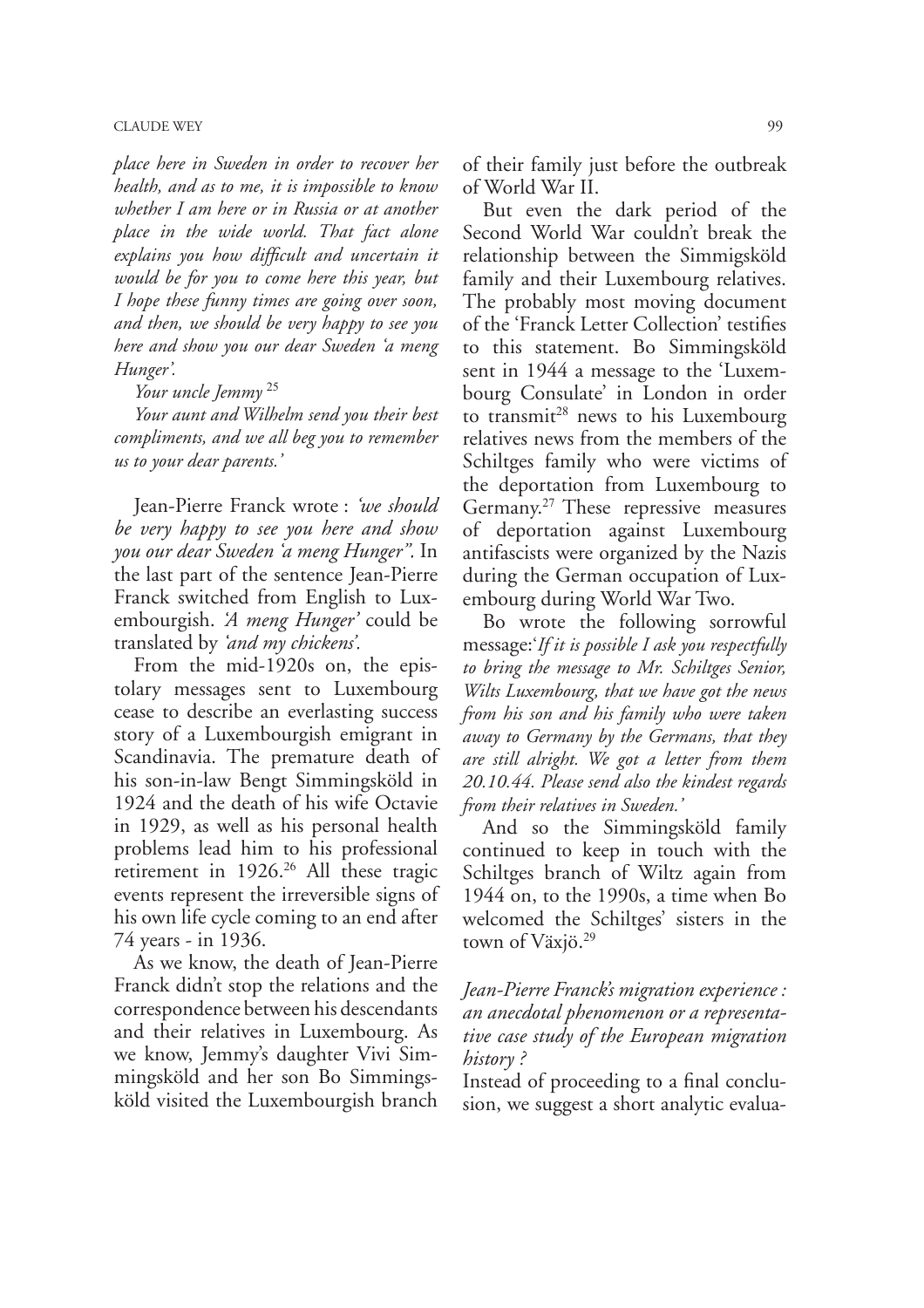*place here in Sweden in order to recover her health, and as to me, it is impossible to know whether I am here or in Russia or at another place in the wide world. That fact alone explains you how difficult and uncertain it would be for you to come here this year, but I hope these funny times are going over soon, and then, we should be very happy to see you here and show you our dear Sweden 'a meng Hunger'.*

*Your uncle Jemmy* [25]

*Your aunt and Wilhelm send you their best compliments, and we all beg you to remember us to your dear parents.'*

Jean-Pierre Franck wrote : *'we should be very happy to see you here and show you our dear Sweden 'a meng Hunger".* In the last part of the sentence Jean-Pierre Franck switched from English to Luxembourgish. *'A meng Hunger'* could be translated by *'and my chickens'.*

From the mid-1920s on, the epistolary messages sent to Luxembourg cease to describe an everlasting success story of a Luxembourgish emigrant in Scandinavia. The premature death of his son-in-law Bengt Simmingsköld in 1924 and the death of his wife Octavie in 1929, as well as his personal health problems lead him to his professional retirement in 1926.[26] All these tragic events represent the irreversible signs of his own life cycle coming to an end after 74 years - in 1936.

As we know, the death of Jean-Pierre Franck didn't stop the relations and the correspondence between his descendants and their relatives in Luxembourg. As we know, Jemmy's daughter Vivi Simmingsköld and her son Bo Simmingsköld visited the Luxembourgish branch of their family just before the outbreak of World War II.

But even the dark period of the Second World War couldn't break the relationship between the Simmigsköld family and their Luxembourg relatives. The probably most moving document of the 'Franck Letter Collection' testifies to this statement. Bo Simmingsköld sent in 1944 a message to the 'Luxembourg Consulate' in London in order to transmit[28] news to his Luxembourg relatives news from the members of the Schiltges family who were victims of the deportation from Luxembourg to Germany.[27] These repressive measures of deportation against Luxembourg antifascists were organized by the Nazis during the German occupation of Luxembourg during World War Two.

Bo wrote the following sorrowful message:*'If it is possible I ask you respectfully to bring the message to Mr. Schiltges Senior, Wilts Luxembourg, that we have got the news from his son and his family who were taken away to Germany by the Germans, that they are still alright. We got a letter from them 20.10.44. Please send also the kindest regards from their relatives in Sweden.'*

And so the Simmingsköld family continued to keep in touch with the Schiltges branch of Wiltz again from 1944 on, to the 1990s, a time when Bo welcomed the Schiltges' sisters in the town of Växjö.[29]

### *Jean-Pierre Franck's migration experience : an anecdotal phenomenon or a representative case study of the European migration history ?*

Instead of proceeding to a final conclusion, we suggest a short analytic evalua-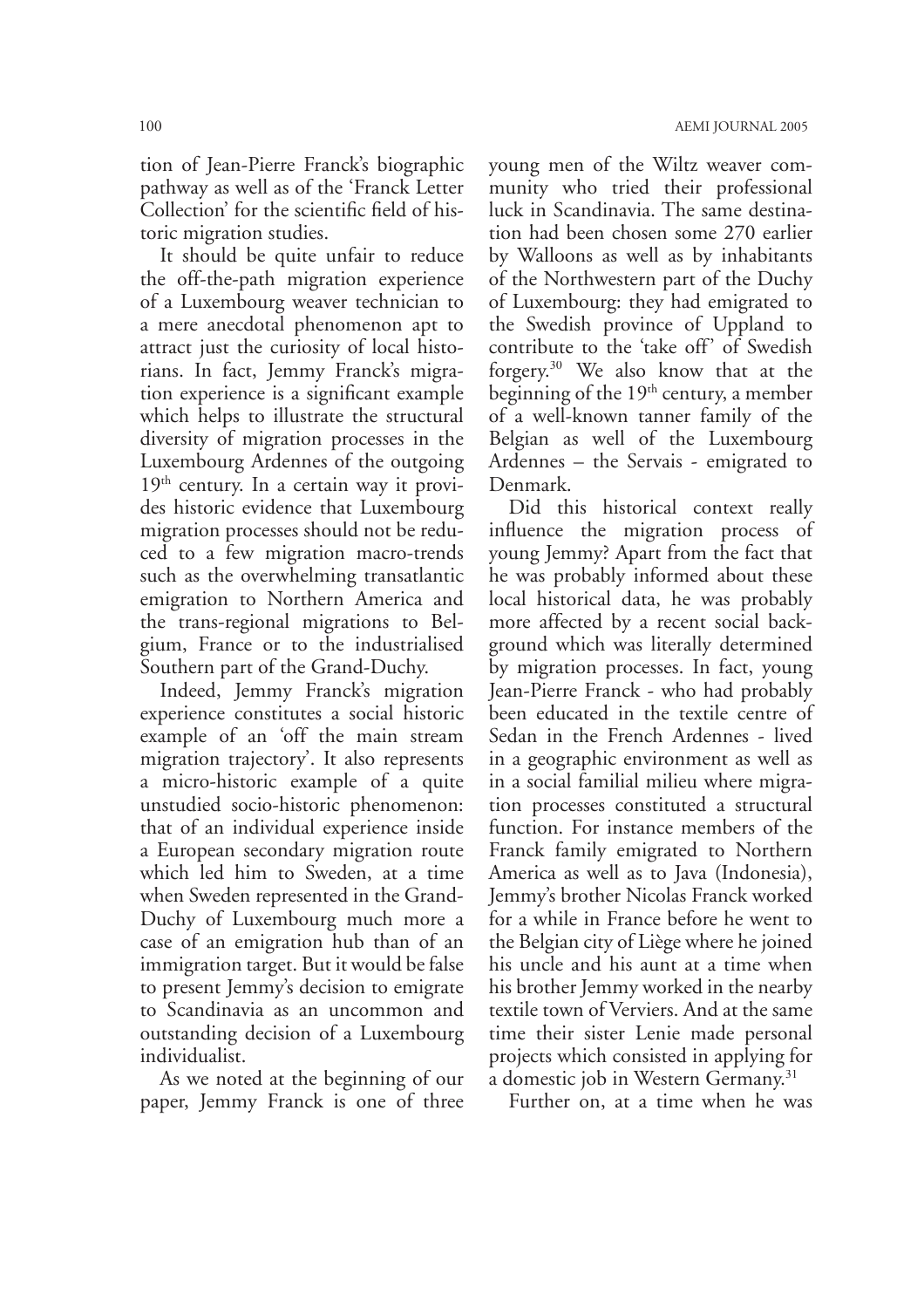tion of Jean-Pierre Franck's biographic pathway as well as of the 'Franck Letter Collection' for the scientific field of historic migration studies.

It should be quite unfair to reduce the off-the-path migration experience of a Luxembourg weaver technician to a mere anecdotal phenomenon apt to attract just the curiosity of local historians. In fact, Jemmy Franck's migration experience is a significant example which helps to illustrate the structural diversity of migration processes in the Luxembourg Ardennes of the outgoing 19th century. In a certain way it provides historic evidence that Luxembourg migration processes should not be reduced to a few migration macro-trends such as the overwhelming transatlantic emigration to Northern America and the trans-regional migrations to Belgium, France or to the industrialised Southern part of the Grand-Duchy.

Indeed, Jemmy Franck's migration experience constitutes a social historic example of an 'off the main stream migration trajectory'. It also represents a micro-historic example of a quite unstudied socio-historic phenomenon: that of an individual experience inside a European secondary migration route which led him to Sweden, at a time when Sweden represented in the Grand-Duchy of Luxembourg much more a case of an emigration hub than of an immigration target. But it would be false to present Jemmy's decision to emigrate to Scandinavia as an uncommon and outstanding decision of a Luxembourg individualist.

As we noted at the beginning of our paper, Jemmy Franck is one of three young men of the Wiltz weaver community who tried their professional luck in Scandinavia. The same destination had been chosen some 270 earlier by Walloons as well as by inhabitants of the Northwestern part of the Duchy of Luxembourg: they had emigrated to the Swedish province of Uppland to contribute to the 'take off' of Swedish forgery.[30] We also know that at the beginning of the 19th century, a member of a well-known tanner family of the Belgian as well of the Luxembourg Ardennes – the Servais - emigrated to Denmark.

Did this historical context really influence the migration process of young Jemmy? Apart from the fact that he was probably informed about these local historical data, he was probably more affected by a recent social background which was literally determined by migration processes. In fact, young Jean-Pierre Franck - who had probably been educated in the textile centre of Sedan in the French Ardennes - lived in a geographic environment as well as in a social familial milieu where migration processes constituted a structural function. For instance members of the Franck family emigrated to Northern America as well as to Java (Indonesia), Jemmy's brother Nicolas Franck worked for a while in France before he went to the Belgian city of Liège where he joined his uncle and his aunt at a time when his brother Jemmy worked in the nearby textile town of Verviers. And at the same time their sister Lenie made personal projects which consisted in applying for a domestic job in Western Germany.[31]

Further on, at a time when he was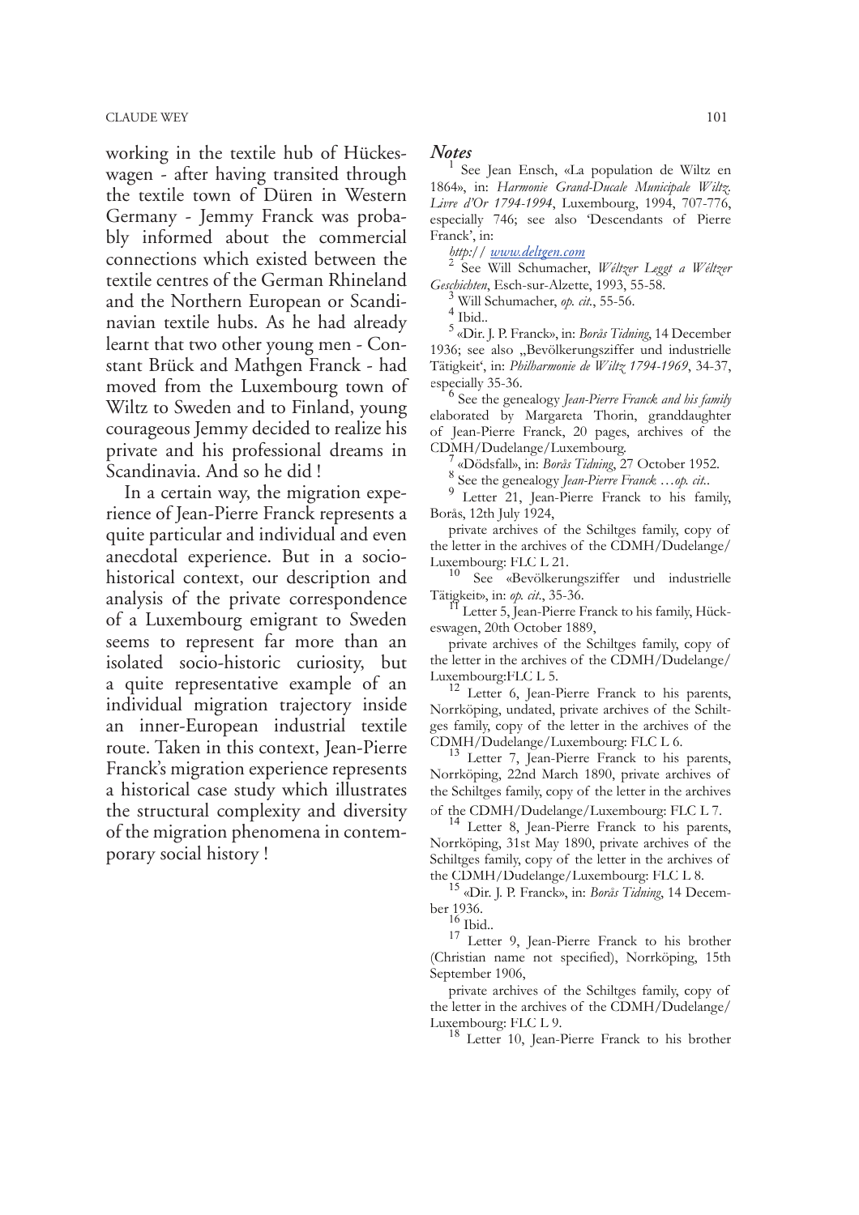working in the textile hub of Hückeswagen - after having transited through the textile town of Düren in Western Germany - Jemmy Franck was probably informed about the commercial connections which existed between the textile centres of the German Rhineland and the Northern European or Scandinavian textile hubs. As he had already learnt that two other young men - Constant Brück and Mathgen Franck - had moved from the Luxembourg town of Wiltz to Sweden and to Finland, young courageous Jemmy decided to realize his private and his professional dreams in Scandinavia. And so he did !

In a certain way, the migration experience of Jean-Pierre Franck represents a quite particular and individual and even anecdotal experience. But in a socio-historical context, our description and analysis of the private correspondence of a Luxembourg emigrant to Sweden seems to represent far more than an isolated socio-historic curiosity, but a quite representative example of an individual migration trajectory inside an inner-European industrial textile route. Taken in this context, Jean-Pierre Franck's migration experience represents a historical case study which illustrates the structural complexity and diversity of the migration phenomena in contemporary social history !

## *Notes*

[1] See Jean Ensch, «La population de Wiltz en 1864», in: *Harmonie Grand-Ducale Municipale Wiltz. Livre d'Or 1794-1994*, Luxembourg, 1994, 707-776, especially 746; see also 'Descendants of Pierre Franck', in:

*http:// www.deltgen.com*

[2] See Will Schumacher, *Wéltzer Leggt a Wéltzer Geschichten*, Esch-sur-Alzette, 1993, 55-58.

[3] Will Schumacher, *op. cit.*, 55-56.

[4] Ibid..

[5] «Dir. J. P. Franck», in: *Borås Tidning*, 14 December 1936; see also „Bevölkerungsziffer und industrielle Tätigkeit', in: *Philharmonie de Wiltz 1794-1969*, 34-37, especially 35-36.

[6] See the genealogy *Jean-Pierre Franck and his family* elaborated by Margareta Thorin, granddaughter of Jean-Pierre Franck, 20 pages, archives of the CDMH/Dudelange/Luxembourg.

[7] «Dödsfall», in: *Borås Tidning*, 27 October 1952.

[8] See the genealogy *Jean-Pierre Franck …op. cit.*.

[9] Letter 21, Jean-Pierre Franck to his family, Borås, 12th July 1924,

private archives of the Schiltges family, copy of the letter in the archives of the CDMH/Dudelange/Luxembourg: FLC L 21.

[10] See «Bevölkerungsziffer und industrielle Tätigkeit», in: *op. cit.*, 35-36.

[11] Letter 5, Jean-Pierre Franck to his family, Hückeswagen, 20th October 1889,

private archives of the Schiltges family, copy of the letter in the archives of the CDMH/Dudelange/Luxembourg:FLC L 5.

[12] Letter 6, Jean-Pierre Franck to his parents, Norrköping, undated, private archives of the Schiltges family, copy of the letter in the archives of the CDMH/Dudelange/Luxembourg: FLC L 6.

[13] Letter 7, Jean-Pierre Franck to his parents, Norrköping, 22nd March 1890, private archives of the Schiltges family, copy of the letter in the archives of the CDMH/Dudelange/Luxembourg: FLC L 7.

[14] Letter 8, Jean-Pierre Franck to his parents, Norrköping, 31st May 1890, private archives of the Schiltges family, copy of the letter in the archives of the CDMH/Dudelange/Luxembourg: FLC L 8.

[15] «Dir. J. P. Franck», in: *Borås Tidning*, 14 December 1936.

[16] Ibid..

[17] Letter 9, Jean-Pierre Franck to his brother (Christian name not specified), Norrköping, 15th September 1906,

private archives of the Schiltges family, copy of the letter in the archives of the CDMH/Dudelange/Luxembourg: FLC L 9.

[18] Letter 10, Jean-Pierre Franck to his brother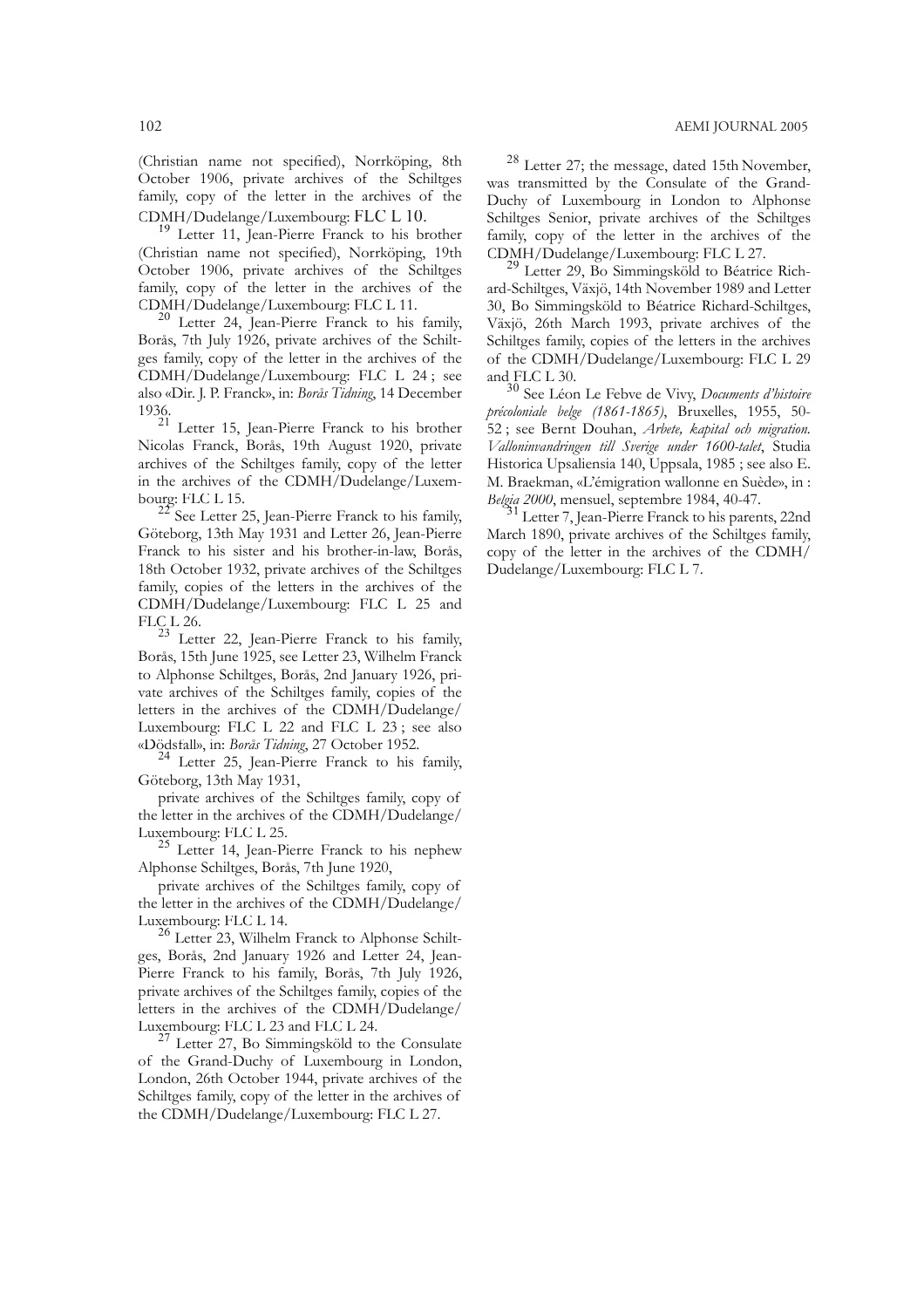(Christian name not specified), Norrköping, 8th October 1906, private archives of the Schiltges family, copy of the letter in the archives of the CDMH/Dudelange/Luxembourg: FLC L 10.

[19] Letter 11, Jean-Pierre Franck to his brother (Christian name not specified), Norrköping, 19th October 1906, private archives of the Schiltges family, copy of the letter in the archives of the CDMH/Dudelange/Luxembourg: FLC L 11.

[20] Letter 24, Jean-Pierre Franck to his family, Borås, 7th July 1926, private archives of the Schiltges family, copy of the letter in the archives of the CDMH/Dudelange/Luxembourg: FLC L 24 ; see also «Dir. J. P. Franck», in: *Borås Tidning*, 14 December 1936.

[21] Letter 15, Jean-Pierre Franck to his brother Nicolas Franck, Borås, 19th August 1920, private archives of the Schiltges family, copy of the letter in the archives of the CDMH/Dudelange/Luxembourg: FLC L 15.

[22] See Letter 25, Jean-Pierre Franck to his family, Göteborg, 13th May 1931 and Letter 26, Jean-Pierre Franck to his sister and his brother-in-law, Borås, 18th October 1932, private archives of the Schiltges family, copies of the letters in the archives of the CDMH/Dudelange/Luxembourg: FLC L 25 and FLC L 26.

[23] Letter 22, Jean-Pierre Franck to his family, Borås, 15th June 1925, see Letter 23, Wilhelm Franck to Alphonse Schiltges, Borås, 2nd January 1926, private archives of the Schiltges family, copies of the letters in the archives of the CDMH/Dudelange/Luxembourg: FLC L 22 and FLC L 23 ; see also «Dödsfall», in: *Borås Tidning*, 27 October 1952.

[24] Letter 25, Jean-Pierre Franck to his family, Göteborg, 13th May 1931,

private archives of the Schiltges family, copy of the letter in the archives of the CDMH/Dudelange/Luxembourg: FLC L 25.

[25] Letter 14, Jean-Pierre Franck to his nephew Alphonse Schiltges, Borås, 7th June 1920,

private archives of the Schiltges family, copy of the letter in the archives of the CDMH/Dudelange/Luxembourg: FLC L 14.

[26] Letter 23, Wilhelm Franck to Alphonse Schiltges, Borås, 2nd January 1926 and Letter 24, Jean-Pierre Franck to his family, Borås, 7th July 1926, private archives of the Schiltges family, copies of the letters in the archives of the CDMH/Dudelange/Luxembourg: FLC L 23 and FLC L 24.

[27] Letter 27, Bo Simmingsköld to the Consulate of the Grand-Duchy of Luxembourg in London, London, 26th October 1944, private archives of the Schiltges family, copy of the letter in the archives of the CDMH/Dudelange/Luxembourg: FLC L 27.

[28] Letter 27; the message, dated 15th November, was transmitted by the Consulate of the Grand-Duchy of Luxembourg in London to Alphonse Schiltges Senior, private archives of the Schiltges family, copy of the letter in the archives of the CDMH/Dudelange/Luxembourg: FLC L 27.

[29] Letter 29, Bo Simmingsköld to Béatrice Richard-Schiltges, Växjö, 14th November 1989 and Letter 30, Bo Simmingsköld to Béatrice Richard-Schiltges, Växjö, 26th March 1993, private archives of the Schiltges family, copies of the letters in the archives of the CDMH/Dudelange/Luxembourg: FLC L 29 and FLC L 30.

[30] See Léon Le Febve de Vivy, *Documents d'histoire précoloniale belge (1861-1865)*, Bruxelles, 1955, 50-52 ; see Bernt Douhan, *Arbete, kapital och migration. Valloninvandringen till Sverige under 1600-talet*, Studia Historica Upsaliensia 140, Uppsala, 1985 ; see also E. M. Braekman, «L'émigration wallonne en Suède», in : *Belgia 2000*, mensuel, septembre 1984, 40-47.

[31] Letter 7, Jean-Pierre Franck to his parents, 22nd March 1890, private archives of the Schiltges family, copy of the letter in the archives of the CDMH/Dudelange/Luxembourg: FLC L 7.